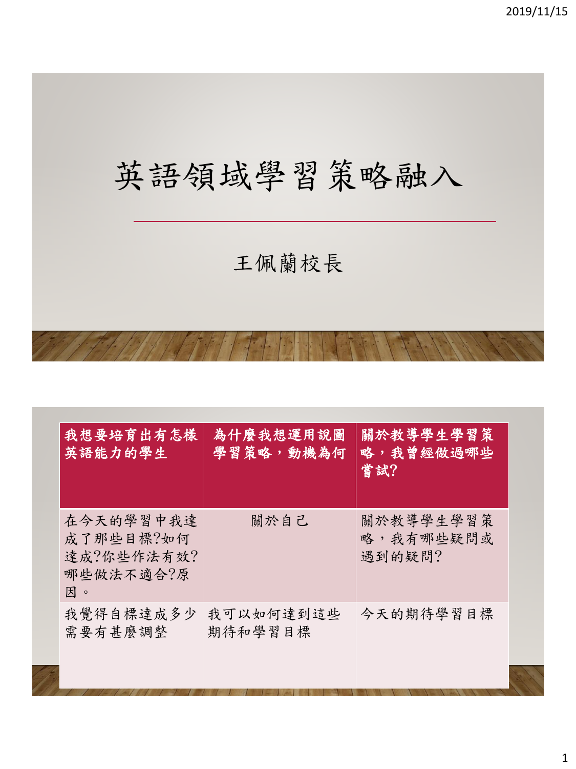# 英語領域學習策略融入

王佩蘭校長

| 我想要培育出有怎樣英語能力的學生 | 為什麼我想運用說圖學習策略，動機為何 | 關於教導學生學習策略，我曾經做過哪些嘗試? |
|---|---|---|
| 在今天的學習中我達成了那些目標?如何達成?你些作法有效?哪些做法不適合?原因。 | 關於自己 | 關於教導學生學習策略，我有哪些疑問或遇到的疑問? |
| 我覺得自標達成多少需要有甚麼調整 | 我可以如何達到這些期待和學習目標 | 今天的期待學習目標 |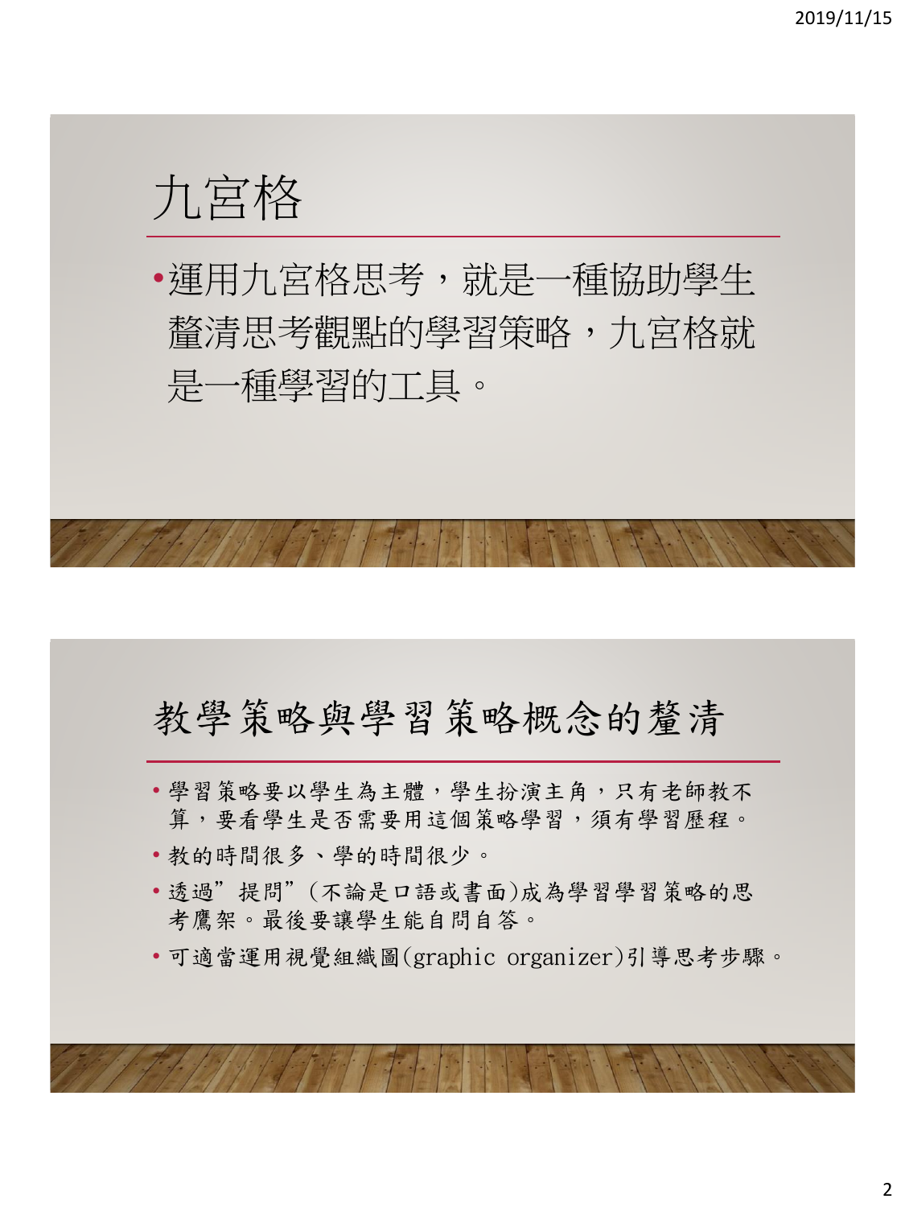# 九宮格

- 運用九宮格思考，就是一種協助學生釐清思考觀點的學習策略，九宮格就是一種學習的工具。

# 教學策略與學習策略概念的釐清

- 學習策略要以學生為主體，學生扮演主角，只有老師教不算，要看學生是否需要用這個策略學習，須有學習歷程。
- 教的時間很多、學的時間很少。
- 透過"提問"(不論是口語或書面)成為學習學習策略的思考鷹架。最後要讓學生能自問自答。
- 可適當運用視覺組織圖(graphic organizer)引導思考步驟。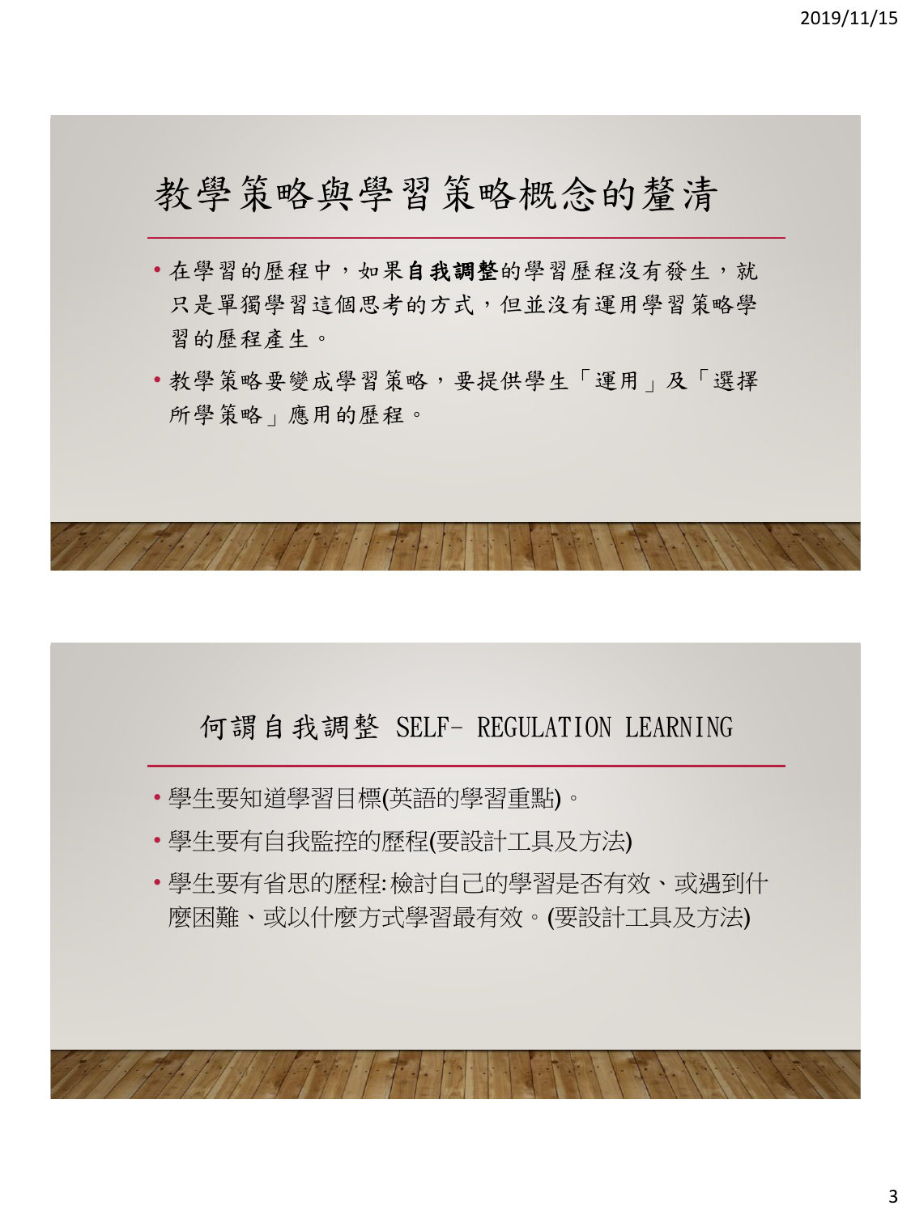# 教學策略與學習策略概念的釐清

- 在學習的歷程中，如果**自我調整**的學習歷程沒有發生，就只是單獨學習這個思考的方式，但並沒有運用學習策略學習的歷程產生。
- 教學策略要變成學習策略，要提供學生「運用」及「選擇所學策略」應用的歷程。

# 何謂自我調整 SELF- REGULATION LEARNING

- 學生要知道學習目標(英語的學習重點)。
- 學生要有自我監控的歷程(要設計工具及方法)
- 學生要有省思的歷程:檢討自己的學習是否有效、或遇到什麼困難、或以什麼方式學習最有效。(要設計工具及方法)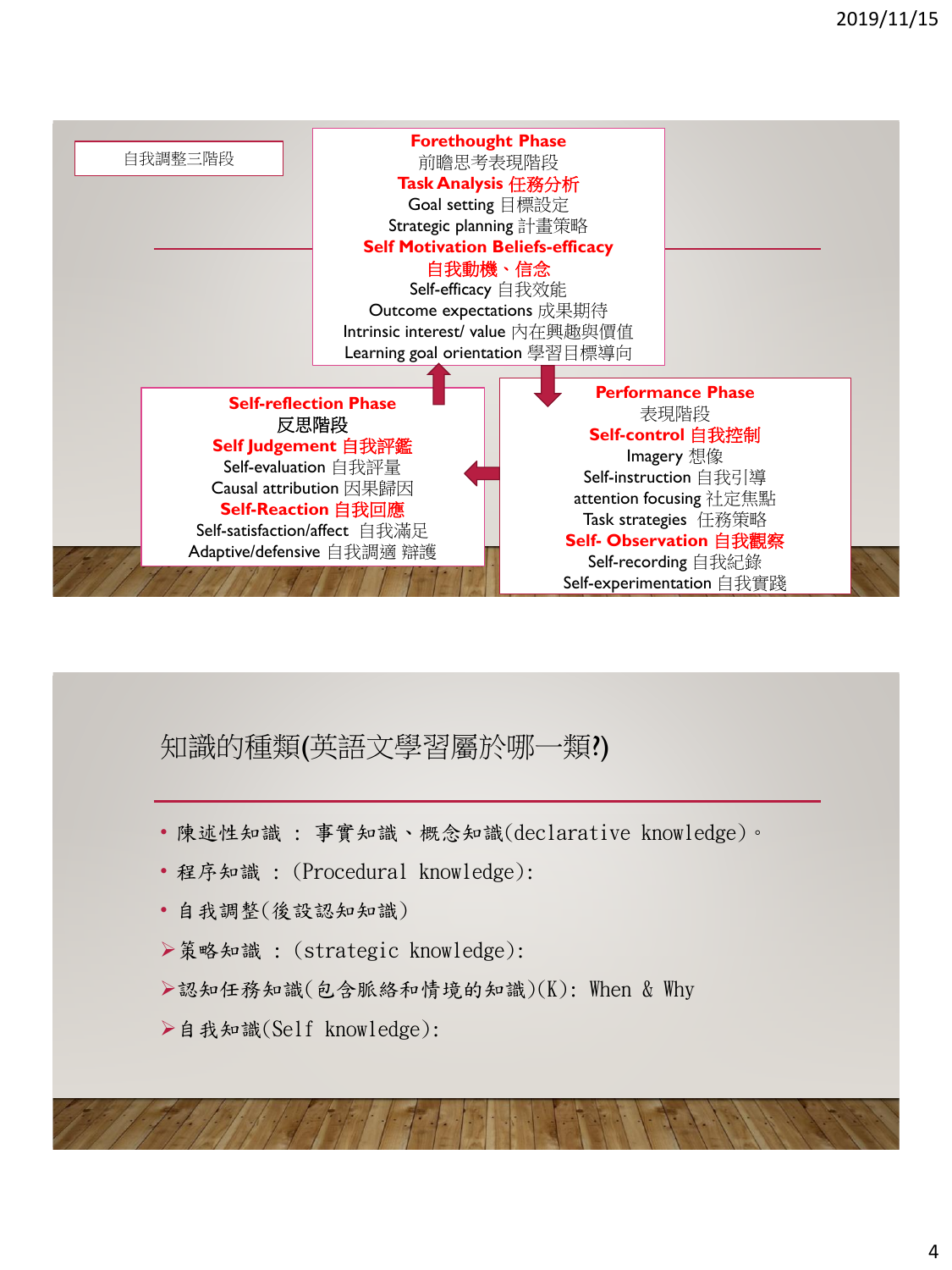自我調整三階段

**Forethought Phase**
前瞻思考表現階段
**Task Analysis 任務分析**
Goal setting 目標設定
Strategic planning 計畫策略
**Self Motivation Beliefs-efficacy**
**自我動機、信念**
Self-efficacy 自我效能
Outcome expectations 成果期待
Intrinsic interest/ value 內在興趣與價值
Learning goal orientation 學習目標導向

**Performance Phase**
表現階段
**Self-control 自我控制**
Imagery 想像
Self-instruction 自我引導
attention focusing 社定焦點
Task strategies 任務策略
**Self- Observation 自我觀察**
Self-recording 自我紀錄
Self-experimentation 自我實踐

**Self-reflection Phase**
反思階段
**Self Judgement 自我評鑑**
Self-evaluation 自我評量
Causal attribution 因果歸因
**Self-Reaction 自我回應**
Self-satisfaction/affect 自我滿足
Adaptive/defensive 自我調適 辯護

## 知識的種類(英語文學習屬於哪一類?)

- 陳述性知識 : 事實知識、概念知識(declarative knowledge)。
- 程序知識 : (Procedural knowledge):
- 自我調整(後設認知知識)
- ➢策略知識 : (strategic knowledge):
- ➢認知任務知識(包含脈絡和情境的知識)(K): When & Why
- ➢自我知識(Self knowledge):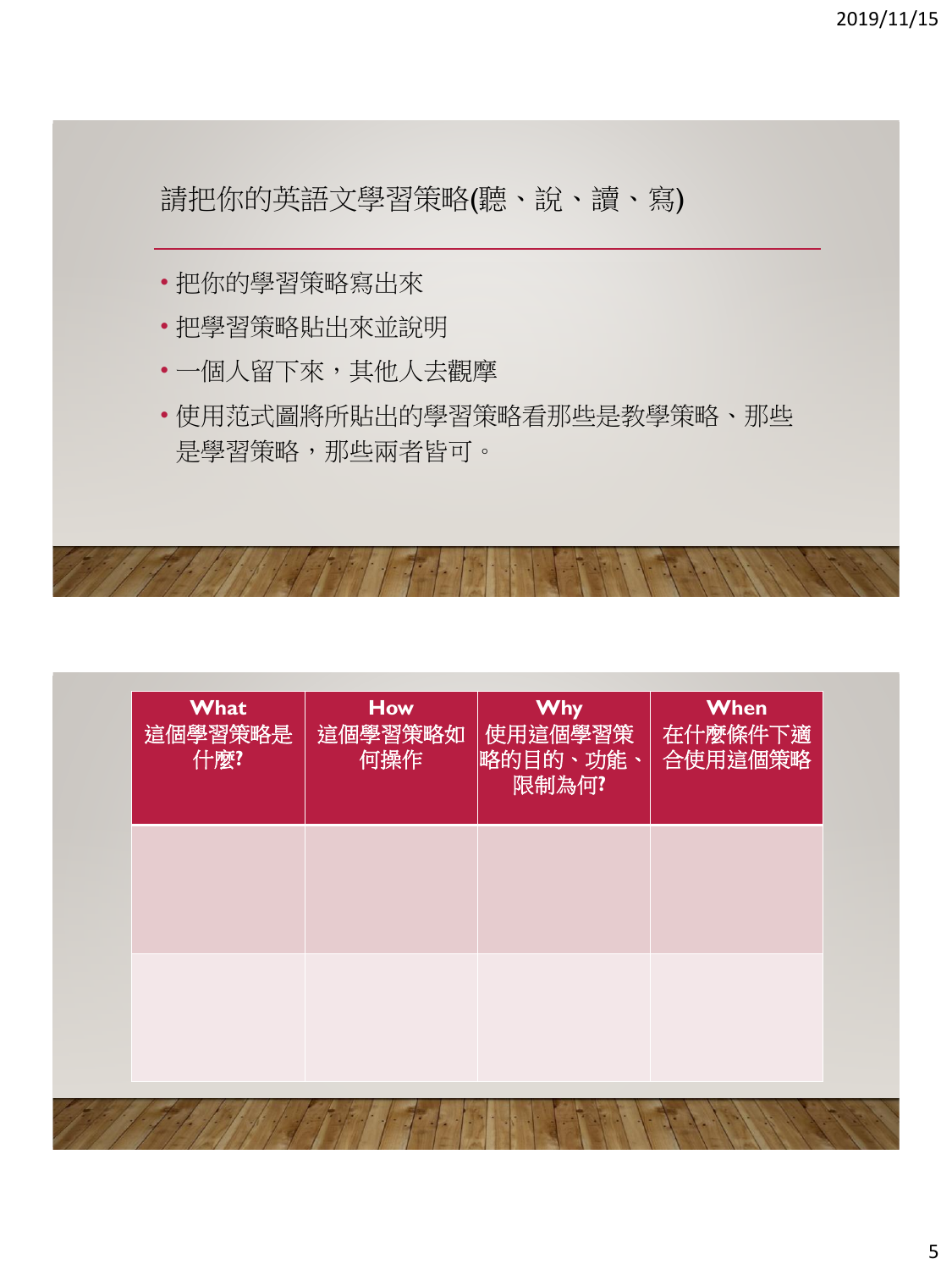## 請把你的英語文學習策略(聽、說、讀、寫)

- 把你的學習策略寫出來
- 把學習策略貼出來並說明
- 一個人留下來，其他人去觀摩
- 使用范式圖將所貼出的學習策略看那些是教學策略、那些是學習策略，那些兩者皆可。

| What 這個學習策略是什麼? | How 這個學習策略如何操作 | Why 使用這個學習策略的目的、功能、限制為何? | When 在什麼條件下適合使用這個策略 |
|---|---|---|---|
| | | | |
| | | | |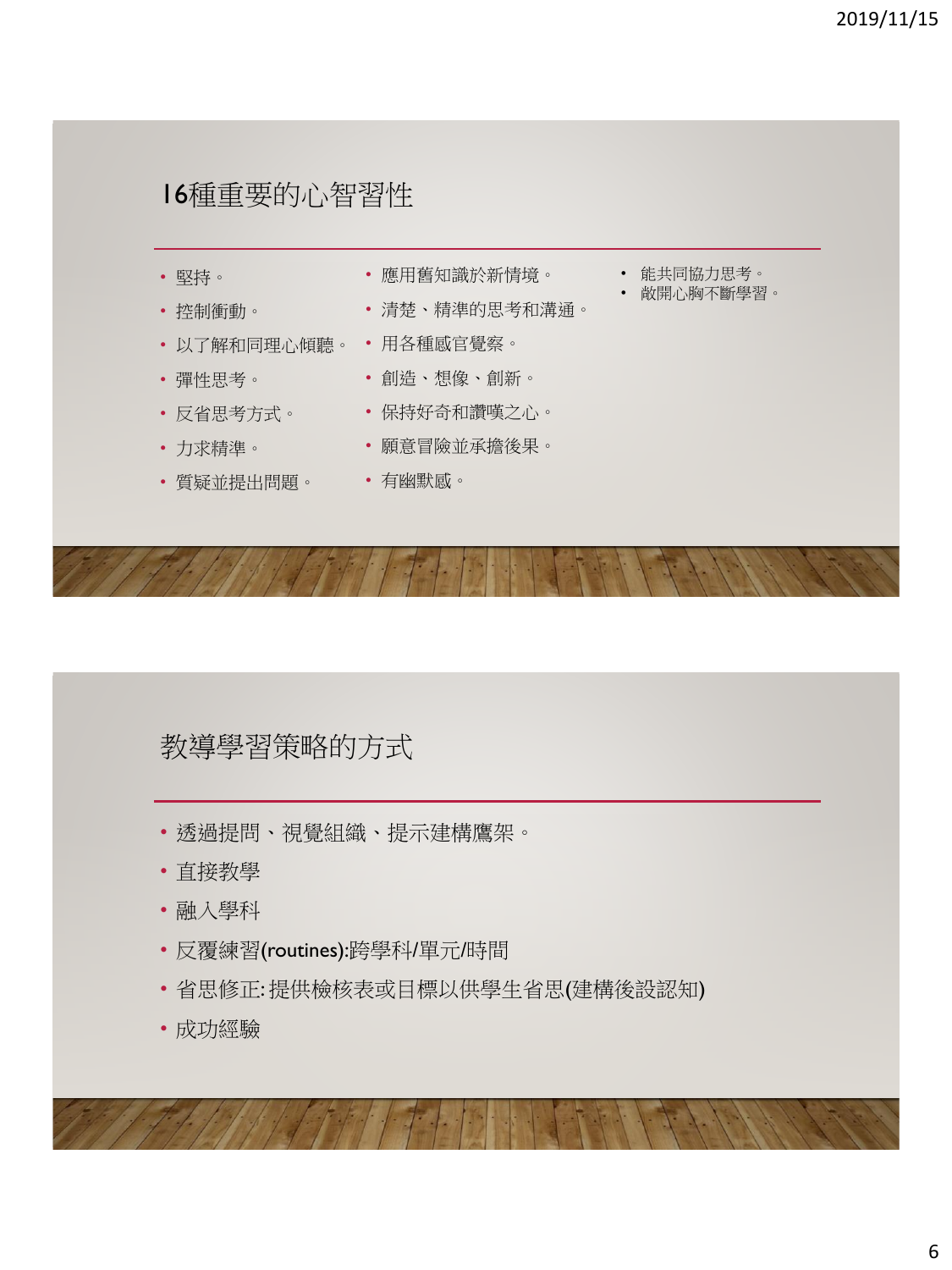## 16種重要的心智習性

- 堅持。
- 控制衝動。
- 以了解和同理心傾聽。
- 彈性思考。
- 反省思考方式。
- 力求精準。
- 質疑並提出問題。
- 應用舊知識於新情境。
- 清楚、精準的思考和溝通。
- 用各種感官覺察。
- 創造、想像、創新。
- 保持好奇和讚嘆之心。
- 願意冒險並承擔後果。
- 有幽默感。
- 能共同協力思考。
- 敞開心胸不斷學習。

## 教導學習策略的方式

- 透過提問、視覺組織、提示建構鷹架。
- 直接教學
- 融入學科
- 反覆練習(routines):跨學科/單元/時間
- 省思修正:提供檢核表或目標以供學生省思(建構後設認知)
- 成功經驗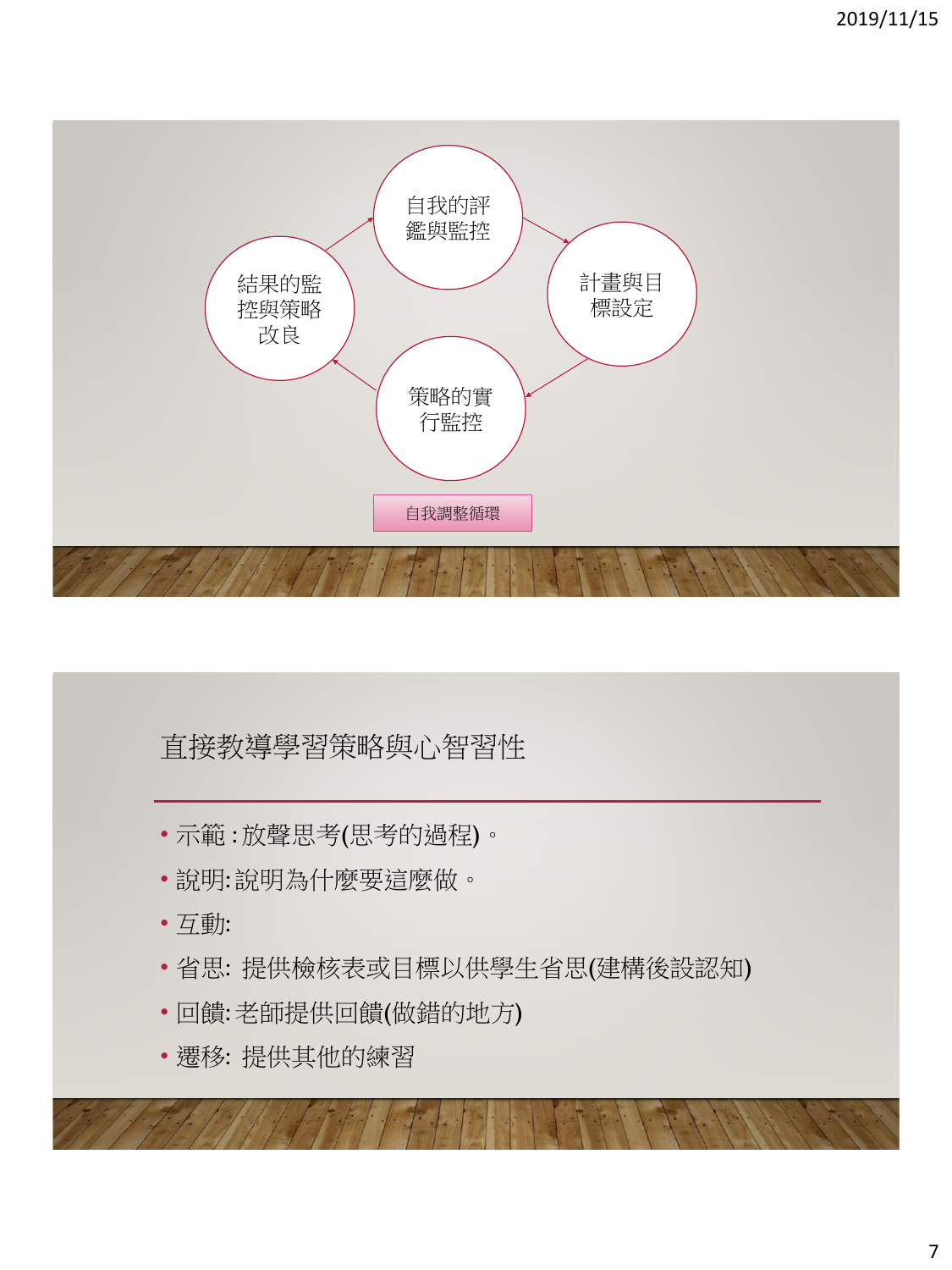自我的評鑑與監控

計畫與目標設定

策略的實行監控

結果的監控與策略改良

自我調整循環

## 直接教導學習策略與心智習性

- 示範 : 放聲思考(思考的過程)。
- 說明: 說明為什麼要這麼做。
- 互動:
- 省思: 提供檢核表或目標以供學生省思(建構後設認知)
- 回饋: 老師提供回饋(做錯的地方)
- 遷移: 提供其他的練習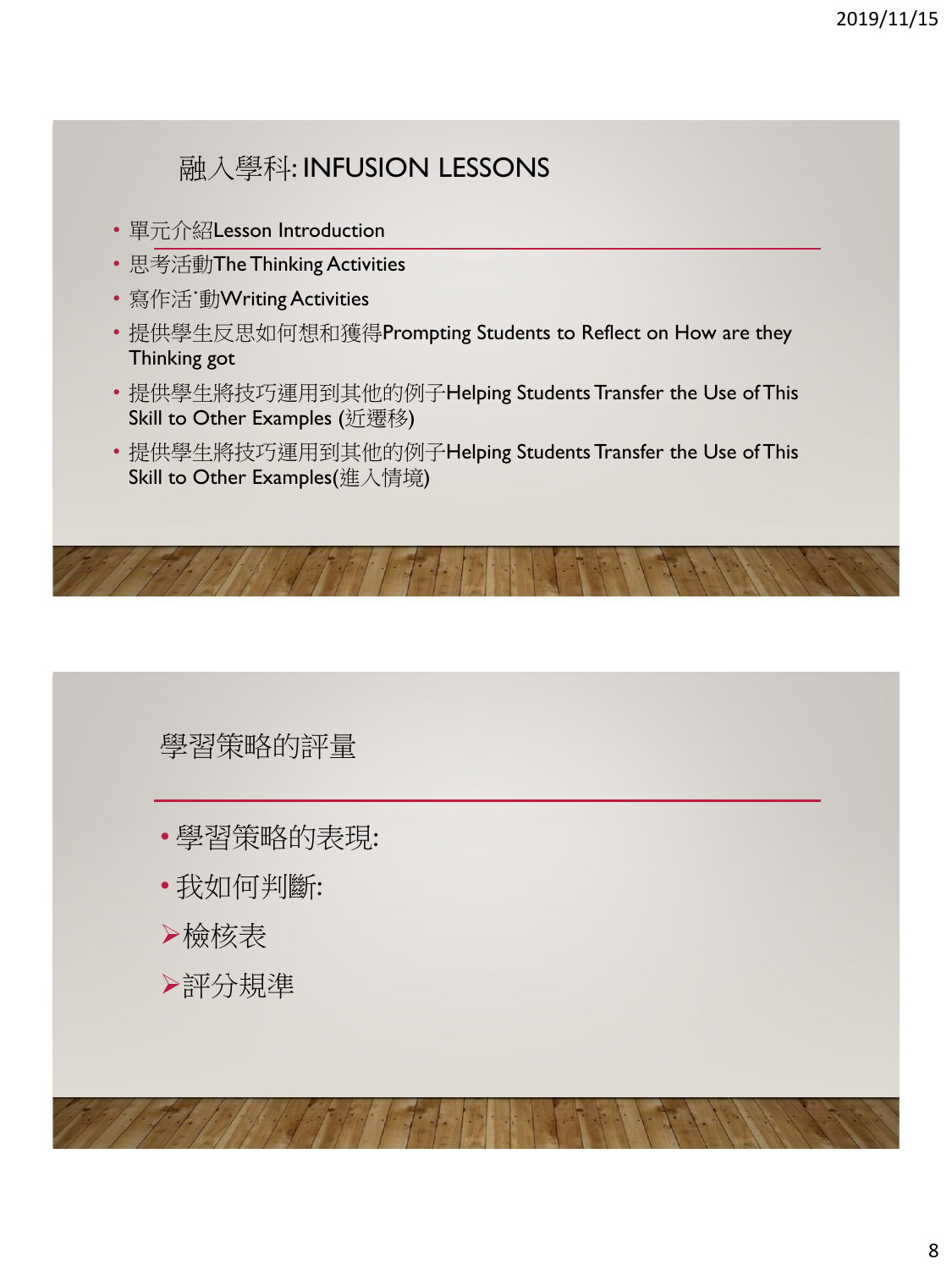## 融入學科: INFUSION LESSONS

- 單元介紹Lesson Introduction
- 思考活動The Thinking Activities
- 寫作活˙動Writing Activities
- 提供學生反思如何想和獲得Prompting Students to Reflect on How are they Thinking got
- 提供學生將技巧運用到其他的例子Helping Students Transfer the Use of This Skill to Other Examples (近遷移)
- 提供學生將技巧運用到其他的例子Helping Students Transfer the Use of This Skill to Other Examples(進入情境)

## 學習策略的評量

- 學習策略的表現:
- 我如何判斷:

➢檢核表

➢評分規準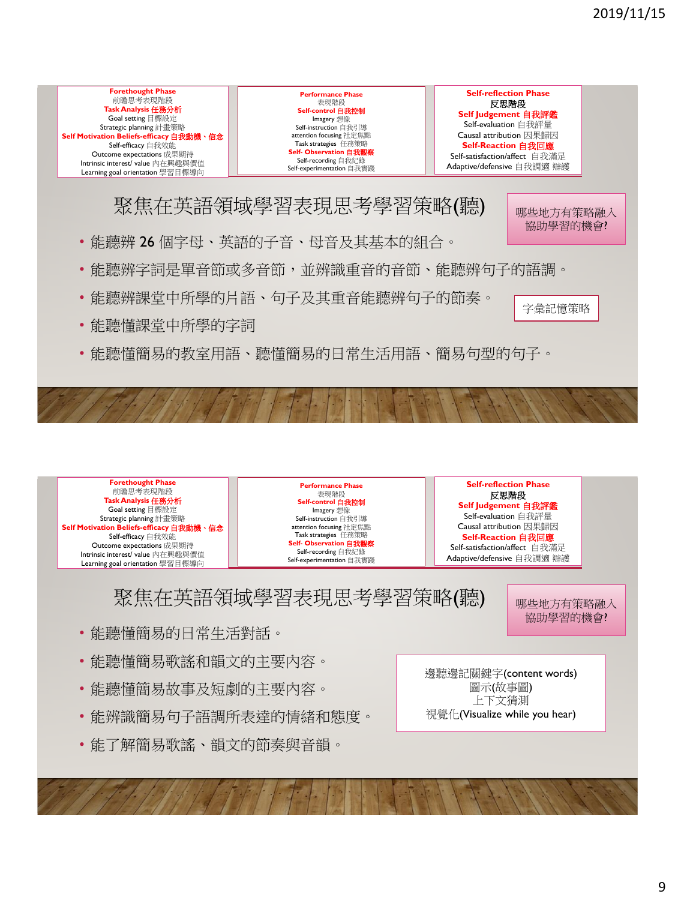**Forethought Phase**
前瞻思考表現階段
**Task Analysis 任務分析**
Goal setting 目標設定
Strategic planning 計畫策略
**Self Motivation Beliefs-efficacy 自我動機、信念**
Self-efficacy 自我效能
Outcome expectations 成果期待
Intrinsic interest/ value 內在興趣與價值
Learning goal orientation 學習目標導向

**Performance Phase**
表現階段
**Self-control 自我控制**
Imagery 想像
Self-instruction 自我引導
attention focusing 注定焦點
Task strategies 任務策略
**Self- Observation 自我觀察**
Self-recording 自我紀錄
Self-experimentation 自我實踐

**Self-reflection Phase**
反思階段
**Self Judgement 自我評鑑**
Self-evaluation 自我評量
Causal attribution 因果歸因
**Self-Reaction 自我回應**
Self-satisfaction/affect 自我滿足
Adaptive/defensive 自我調適 辯護

## 聚焦在英語領域學習表現思考學習策略(聽)

哪些地方有策略融入協助學習的機會?

- 能聽辨 26 個字母、英語的子音、母音及其基本的組合。
- 能聽辨字詞是單音節或多音節，並辨識重音的音節、能聽辨句子的語調。
- 能聽辨課堂中所學的片語、句子及其重音能聽辨句子的節奏。
- 能聽懂課堂中所學的字詞
- 能聽懂簡易的教室用語、聽懂簡易的日常生活用語、簡易句型的句子。

字彙記憶策略

---

**Forethought Phase**
前瞻思考表現階段
**Task Analysis 任務分析**
Goal setting 目標設定
Strategic planning 計畫策略
**Self Motivation Beliefs-efficacy 自我動機、信念**
Self-efficacy 自我效能
Outcome expectations 成果期待
Intrinsic interest/ value 內在興趣與價值
Learning goal orientation 學習目標導向

**Performance Phase**
表現階段
**Self-control 自我控制**
Imagery 想像
Self-instruction 自我引導
attention focusing 注定焦點
Task strategies 任務策略
**Self- Observation 自我觀察**
Self-recording 自我紀錄
Self-experimentation 自我實踐

**Self-reflection Phase**
反思階段
**Self Judgement 自我評鑑**
Self-evaluation 自我評量
Causal attribution 因果歸因
**Self-Reaction 自我回應**
Self-satisfaction/affect 自我滿足
Adaptive/defensive 自我調適 辯護

## 聚焦在英語領域學習表現思考學習策略(聽)

哪些地方有策略融入協助學習的機會?

- 能聽懂簡易的日常生活對話。
- 能聽懂簡易歌謠和韻文的主要內容。
- 能聽懂簡易故事及短劇的主要內容。
- 能辨識簡易句子語調所表達的情緒和態度。
- 能了解簡易歌謠、韻文的節奏與音韻。

邊聽邊記關鍵字(content words)
圖示(故事圖)
上下文猜測
視覺化(Visualize while you hear)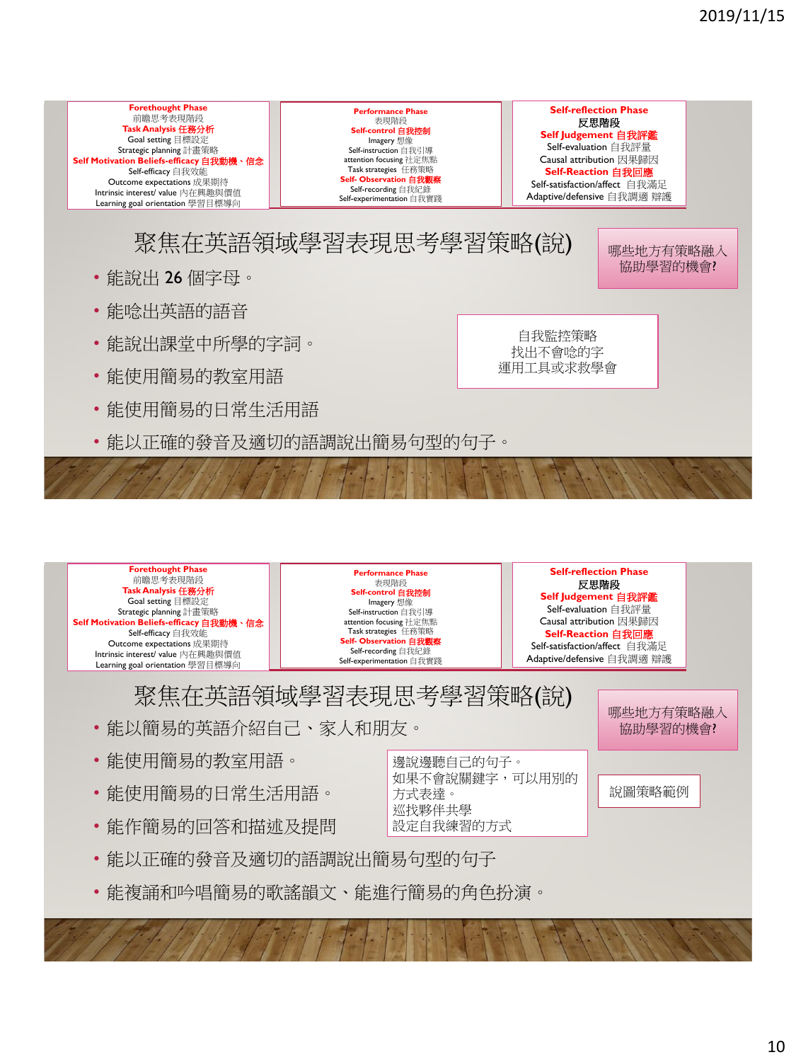| Forethought Phase 前瞻思考表現階段 | Performance Phase 表現階段 | Self-reflection Phase 反思階段 |
|---|---|---|
| **Task Analysis 任務分析**<br>Goal setting 目標設定<br>Strategic planning 計畫策略<br>**Self Motivation Beliefs-efficacy 自我動機、信念**<br>Self-efficacy 自我效能<br>Outcome expectations 成果期待<br>Intrinsic interest/ value 內在興趣與價值<br>Learning goal orientation 學習目標導向 | **Self-control 自我控制**<br>Imagery 想像<br>Self-instruction 自我引導<br>attention focusing 注定焦點<br>Task strategies 任務策略<br>**Self- Observation 自我觀察**<br>Self-recording 自我紀錄<br>Self-experimentation 自我實踐 | **Self Judgement 自我評鑑**<br>Self-evaluation 自我評量<br>Causal attribution 因果歸因<br>**Self-Reaction 自我回應**<br>Self-satisfaction/affect 自我滿足<br>Adaptive/defensive 自我調適 辯護 |

## 聚焦在英語領域學習表現思考學習策略(說)

哪些地方有策略融入協助學習的機會?

- 能說出 26 個字母。
- 能唸出英語的語音
- 能說出課堂中所學的字詞。
- 能使用簡易的教室用語
- 能使用簡易的日常生活用語
- 能以正確的發音及適切的語調說出簡易句型的句子。

自我監控策略
找出不會唸的字
運用工具或求救學會

| Forethought Phase 前瞻思考表現階段 | Performance Phase 表現階段 | Self-reflection Phase 反思階段 |
|---|---|---|
| **Task Analysis 任務分析**<br>Goal setting 目標設定<br>Strategic planning 計畫策略<br>**Self Motivation Beliefs-efficacy 自我動機、信念**<br>Self-efficacy 自我效能<br>Outcome expectations 成果期待<br>Intrinsic interest/ value 內在興趣與價值<br>Learning goal orientation 學習目標導向 | **Self-control 自我控制**<br>Imagery 想像<br>Self-instruction 自我引導<br>attention focusing 注定焦點<br>Task strategies 任務策略<br>**Self- Observation 自我觀察**<br>Self-recording 自我紀錄<br>Self-experimentation 自我實踐 | **Self Judgement 自我評鑑**<br>Self-evaluation 自我評量<br>Causal attribution 因果歸因<br>**Self-Reaction 自我回應**<br>Self-satisfaction/affect 自我滿足<br>Adaptive/defensive 自我調適 辯護 |

## 聚焦在英語領域學習表現思考學習策略(說)

哪些地方有策略融入協助學習的機會?

- 能以簡易的英語介紹自己、家人和朋友。
- 能使用簡易的教室用語。
- 能使用簡易的日常生活用語。
- 能作簡易的回答和描述及提問
- 能以正確的發音及適切的語調說出簡易句型的句子
- 能複誦和吟唱簡易的歌謠韻文、能進行簡易的角色扮演。

邊說邊聽自己的句子。
如果不會說關鍵字，可以用別的方式表達。
巡找夥伴共學
設定自我練習的方式

說圖策略範例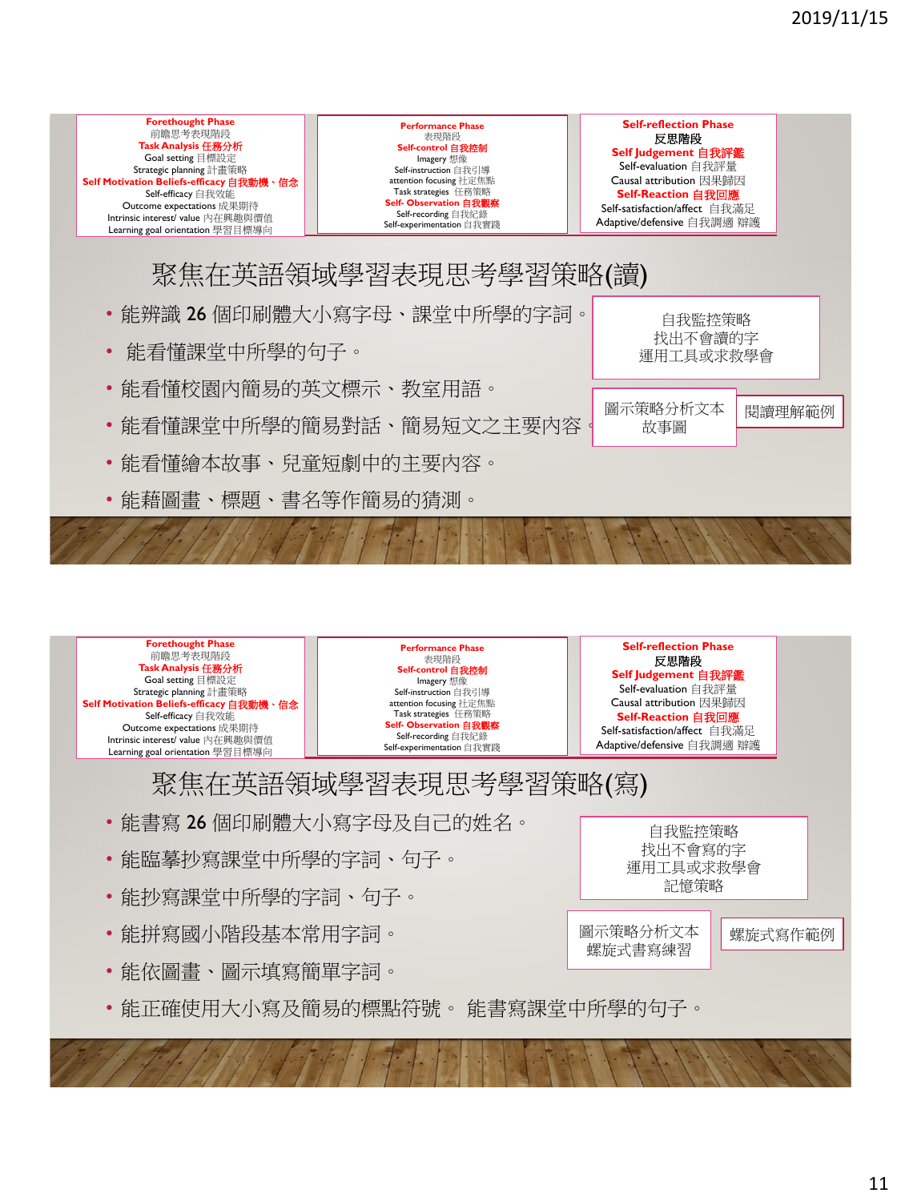| Forethought Phase 前瞻思考表現階段 | Performance Phase 表現階段 | Self-reflection Phase 反思階段 |
| --- | --- | --- |
| **Task Analysis 任務分析**<br>Goal setting 目標設定<br>Strategic planning 計畫策略<br>**Self Motivation Beliefs-efficacy 自我動機、信念**<br>Self-efficacy 自我效能<br>Outcome expectations 成果期待<br>Intrinsic interest/ value 內在興趣與價值<br>Learning goal orientation 學習目標導向 | **Self-control 自我控制**<br>Imagery 想像<br>Self-instruction 自我引導<br>attention focusing 社定焦點<br>Task strategies 任務策略<br>**Self- Observation 自我觀察**<br>Self-recording 自我紀錄<br>Self-experimentation 自我實踐 | **Self Judgement 自我評鑑**<br>Self-evaluation 自我評量<br>Causal attribution 因果歸因<br>**Self-Reaction 自我回應**<br>Self-satisfaction/affect 自我滿足<br>Adaptive/defensive 自我調適 辯護 |

# 聚焦在英語領域學習表現思考學習策略(讀)

- 能辨識 26 個印刷體大小寫字母、課堂中所學的字詞。
- 能看懂課堂中所學的句子。
- 能看懂校園內簡易的英文標示、教室用語。
- 能看懂課堂中所學的簡易對話、簡易短文之主要內容。
- 能看懂繪本故事、兒童短劇中的主要內容。
- 能藉圖畫、標題、書名等作簡易的猜測。

自我監控策略
找出不會讀的字
運用工具或求救學會

圖示策略分析文本
故事圖

閱讀理解範例

| Forethought Phase 前瞻思考表現階段 | Performance Phase 表現階段 | Self-reflection Phase 反思階段 |
| --- | --- | --- |
| **Task Analysis 任務分析**<br>Goal setting 目標設定<br>Strategic planning 計畫策略<br>**Self Motivation Beliefs-efficacy 自我動機、信念**<br>Self-efficacy 自我效能<br>Outcome expectations 成果期待<br>Intrinsic interest/ value 內在興趣與價值<br>Learning goal orientation 學習目標導向 | **Self-control 自我控制**<br>Imagery 想像<br>Self-instruction 自我引導<br>attention focusing 社定焦點<br>Task strategies 任務策略<br>**Self- Observation 自我觀察**<br>Self-recording 自我紀錄<br>Self-experimentation 自我實踐 | **Self Judgement 自我評鑑**<br>Self-evaluation 自我評量<br>Causal attribution 因果歸因<br>**Self-Reaction 自我回應**<br>Self-satisfaction/affect 自我滿足<br>Adaptive/defensive 自我調適 辯護 |

# 聚焦在英語領域學習表現思考學習策略(寫)

- 能書寫 26 個印刷體大小寫字母及自己的姓名。
- 能臨摹抄寫課堂中所學的字詞、句子。
- 能抄寫課堂中所學的字詞、句子。
- 能拼寫國小階段基本常用字詞。
- 能依圖畫、圖示填寫簡單字詞。
- 能正確使用大小寫及簡易的標點符號。 能書寫課堂中所學的句子。

自我監控策略
找出不會寫的字
運用工具或求救學會
記憶策略

圖示策略分析文本
螺旋式書寫練習

螺旋式寫作範例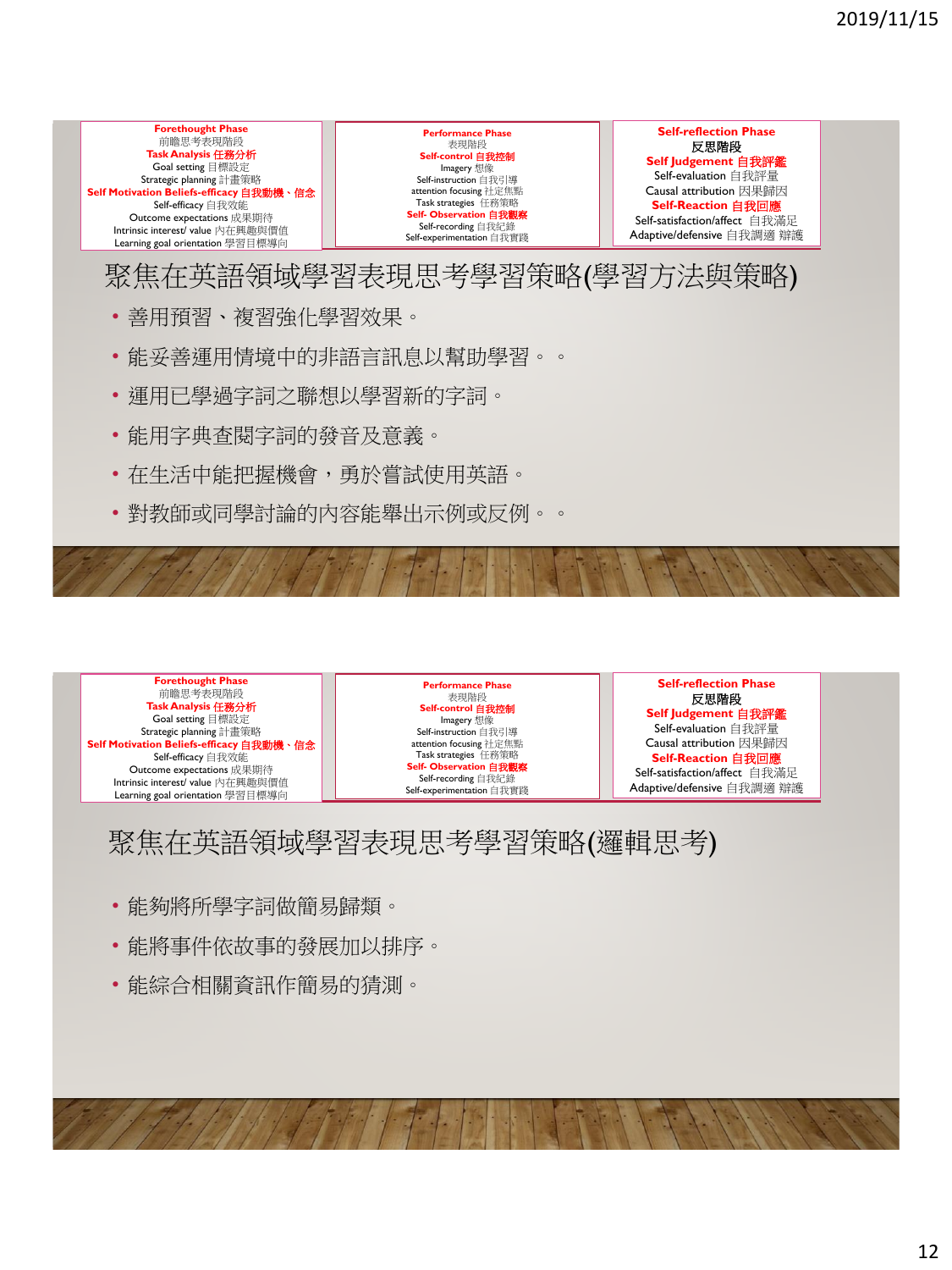| Forethought Phase 前瞻思考表現階段 | Performance Phase 表現階段 | Self-reflection Phase 反思階段 |
|---|---|---|
| **Task Analysis 任務分析**<br>Goal setting 目標設定<br>Strategic planning 計畫策略<br>**Self Motivation Beliefs-efficacy 自我動機、信念**<br>Self-efficacy 自我效能<br>Outcome expectations 成果期待<br>Intrinsic interest/ value 內在興趣與價值<br>Learning goal orientation 學習目標導向 | **Self-control 自我控制**<br>Imagery 想像<br>Self-instruction 自我引導<br>attention focusing 注定焦點<br>Task strategies 任務策略<br>**Self- Observation 自我觀察**<br>Self-recording 自我紀錄<br>Self-experimentation 自我實踐 | **Self Judgement 自我評鑑**<br>Self-evaluation 自我評量<br>Causal attribution 因果歸因<br>**Self-Reaction 自我回應**<br>Self-satisfaction/affect 自我滿足<br>Adaptive/defensive 自我調適 辯護 |

# 聚焦在英語領域學習表現思考學習策略(學習方法與策略)

- 善用預習、複習強化學習效果。
- 能妥善運用情境中的非語言訊息以幫助學習。。
- 運用已學過字詞之聯想以學習新的字詞。
- 能用字典查閱字詞的發音及意義。
- 在生活中能把握機會，勇於嘗試使用英語。
- 對教師或同學討論的內容能舉出示例或反例。。

| Forethought Phase 前瞻思考表現階段 | Performance Phase 表現階段 | Self-reflection Phase 反思階段 |
|---|---|---|
| **Task Analysis 任務分析**<br>Goal setting 目標設定<br>Strategic planning 計畫策略<br>**Self Motivation Beliefs-efficacy 自我動機、信念**<br>Self-efficacy 自我效能<br>Outcome expectations 成果期待<br>Intrinsic interest/ value 內在興趣與價值<br>Learning goal orientation 學習目標導向 | **Self-control 自我控制**<br>Imagery 想像<br>Self-instruction 自我引導<br>attention focusing 注定焦點<br>Task strategies 任務策略<br>**Self- Observation 自我觀察**<br>Self-recording 自我紀錄<br>Self-experimentation 自我實踐 | **Self Judgement 自我評鑑**<br>Self-evaluation 自我評量<br>Causal attribution 因果歸因<br>**Self-Reaction 自我回應**<br>Self-satisfaction/affect 自我滿足<br>Adaptive/defensive 自我調適 辯護 |

# 聚焦在英語領域學習表現思考學習策略(邏輯思考)

- 能夠將所學字詞做簡易歸類。
- 能將事件依故事的發展加以排序。
- 能綜合相關資訊作簡易的猜測。